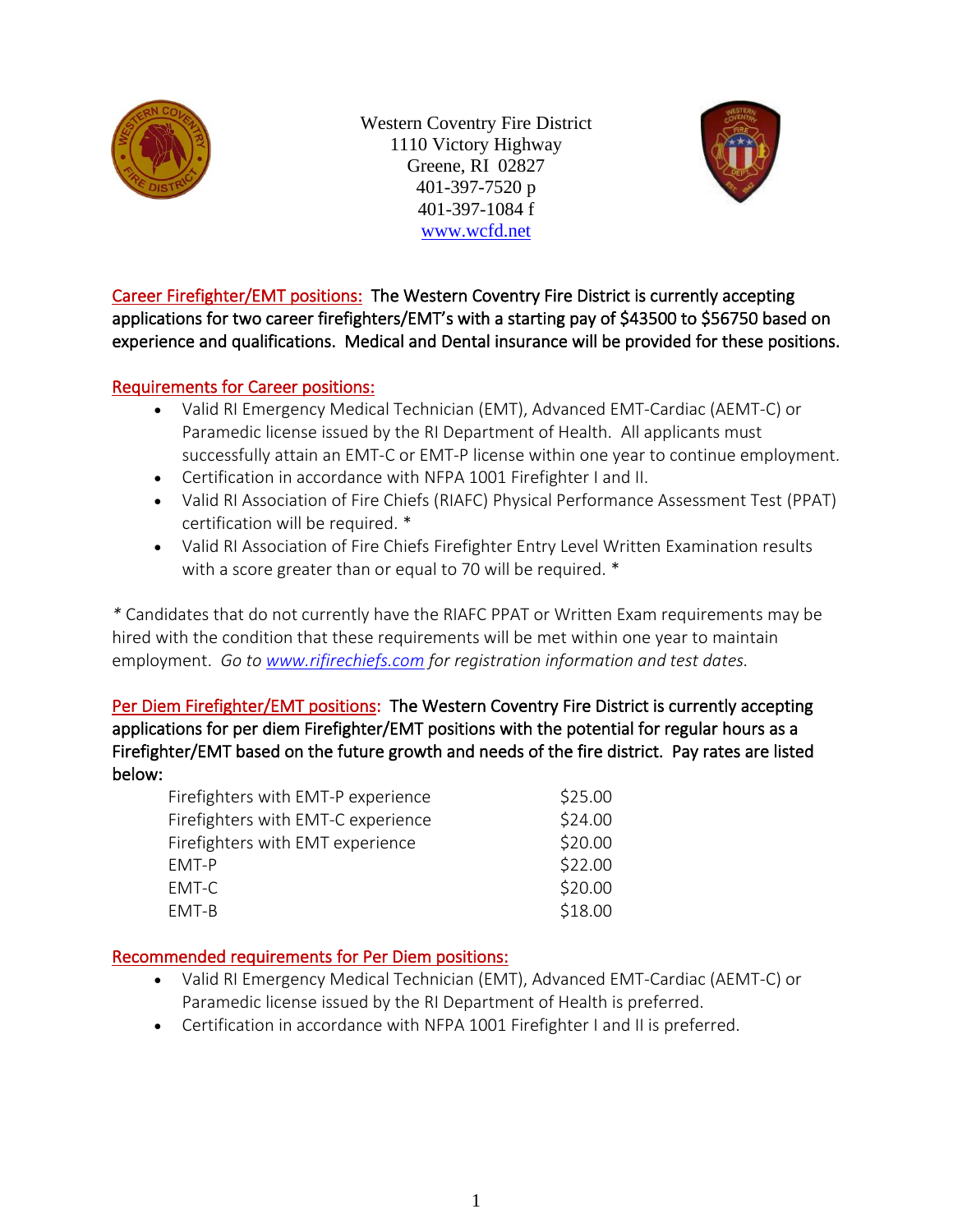Western Coventry Fire District
1110 Victory Highway
Greene, RI 02827
401-397-7520 p
401-397-1084 f
[www.wcfd.net](http://www.wcfd.net)

**Career Firefighter/EMT positions:** The Western Coventry Fire District is currently accepting applications for two career firefighters/EMT's with a starting pay of $43500 to $56750 based on experience and qualifications. Medical and Dental insurance will be provided for these positions.

## Requirements for Career positions:

- Valid RI Emergency Medical Technician (EMT), Advanced EMT-Cardiac (AEMT-C) or Paramedic license issued by the RI Department of Health. All applicants must successfully attain an EMT-C or EMT-P license within one year to continue employment.
- Certification in accordance with NFPA 1001 Firefighter I and II.
- Valid RI Association of Fire Chiefs (RIAFC) Physical Performance Assessment Test (PPAT) certification will be required. *
- Valid RI Association of Fire Chiefs Firefighter Entry Level Written Examination results with a score greater than or equal to 70 will be required. *

* Candidates that do not currently have the RIAFC PPAT or Written Exam requirements may be hired with the condition that these requirements will be met within one year to maintain employment. *Go to [www.rifirechiefs.com](http://www.rifirechiefs.com) for registration information and test dates.*

**Per Diem Firefighter/EMT positions:** The Western Coventry Fire District is currently accepting applications for per diem Firefighter/EMT positions with the potential for regular hours as a Firefighter/EMT based on the future growth and needs of the fire district. Pay rates are listed below:

| | |
|---|---|
| Firefighters with EMT-P experience | $25.00 |
| Firefighters with EMT-C experience | $24.00 |
| Firefighters with EMT experience | $20.00 |
| EMT-P | $22.00 |
| EMT-C | $20.00 |
| EMT-B | $18.00 |

## Recommended requirements for Per Diem positions:

- Valid RI Emergency Medical Technician (EMT), Advanced EMT-Cardiac (AEMT-C) or Paramedic license issued by the RI Department of Health is preferred.
- Certification in accordance with NFPA 1001 Firefighter I and II is preferred.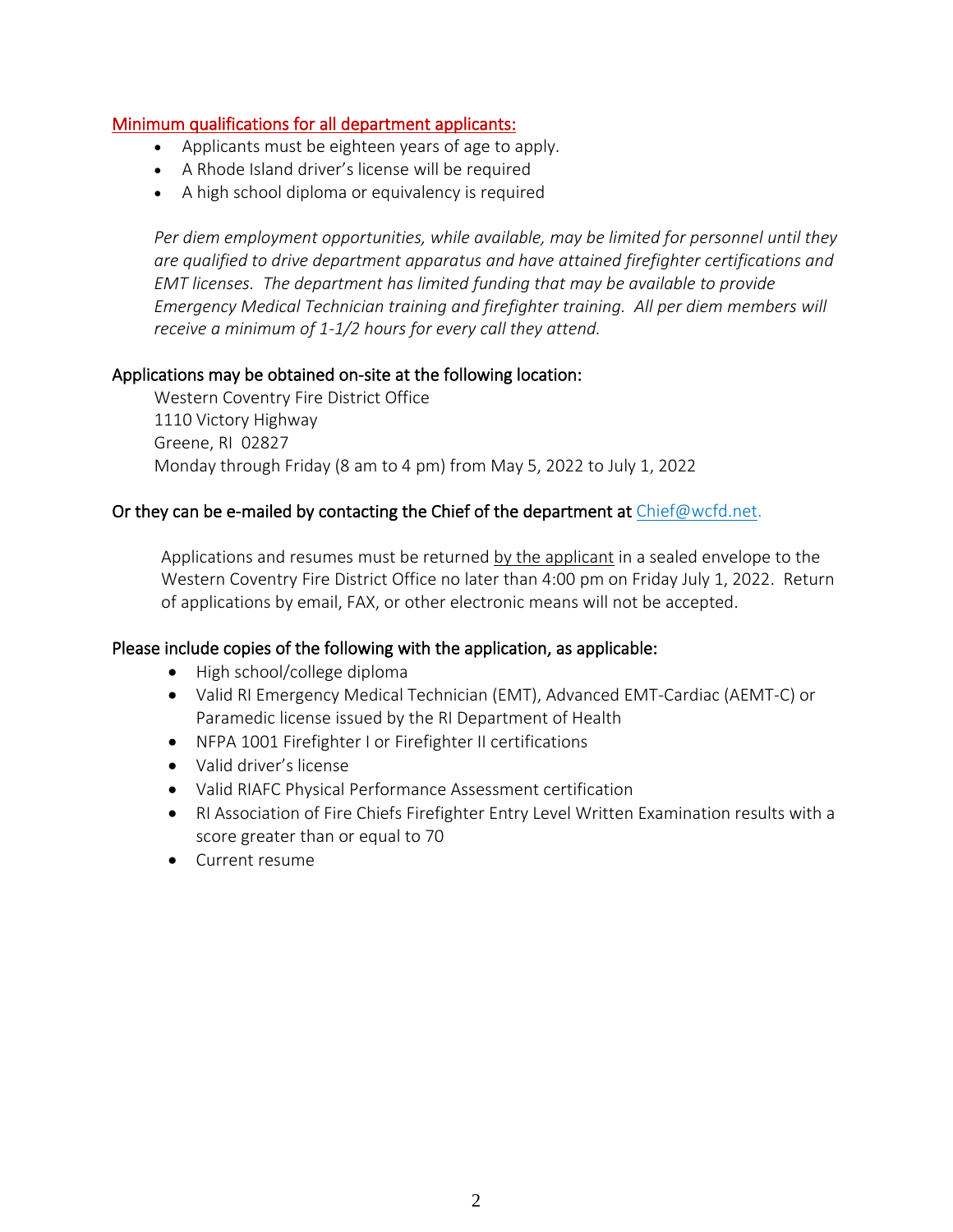## Minimum qualifications for all department applicants:

- Applicants must be eighteen years of age to apply.
- A Rhode Island driver's license will be required
- A high school diploma or equivalency is required

*Per diem employment opportunities, while available, may be limited for personnel until they are qualified to drive department apparatus and have attained firefighter certifications and EMT licenses. The department has limited funding that may be available to provide Emergency Medical Technician training and firefighter training. All per diem members will receive a minimum of 1-1/2 hours for every call they attend.*

### Applications may be obtained on-site at the following location:

Western Coventry Fire District Office
1110 Victory Highway
Greene, RI 02827
Monday through Friday (8 am to 4 pm) from May 5, 2022 to July 1, 2022

### Or they can be e-mailed by contacting the Chief of the department at Chief@wcfd.net.

Applications and resumes must be returned by the applicant in a sealed envelope to the Western Coventry Fire District Office no later than 4:00 pm on Friday July 1, 2022. Return of applications by email, FAX, or other electronic means will not be accepted.

### Please include copies of the following with the application, as applicable:

- High school/college diploma
- Valid RI Emergency Medical Technician (EMT), Advanced EMT-Cardiac (AEMT-C) or Paramedic license issued by the RI Department of Health
- NFPA 1001 Firefighter I or Firefighter II certifications
- Valid driver's license
- Valid RIAFC Physical Performance Assessment certification
- RI Association of Fire Chiefs Firefighter Entry Level Written Examination results with a score greater than or equal to 70
- Current resume